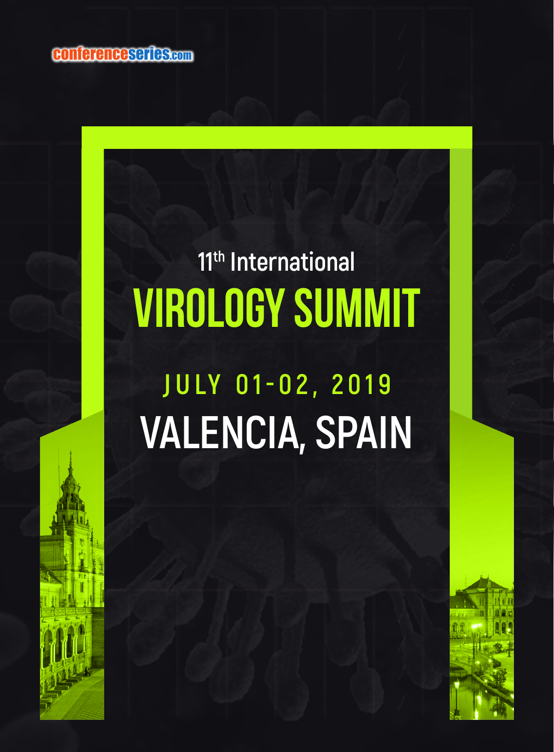conferenceseries.com

11th International

# VIROLOGY SUMMIT

## JULY 01-02, 2019

## VALENCIA, SPAIN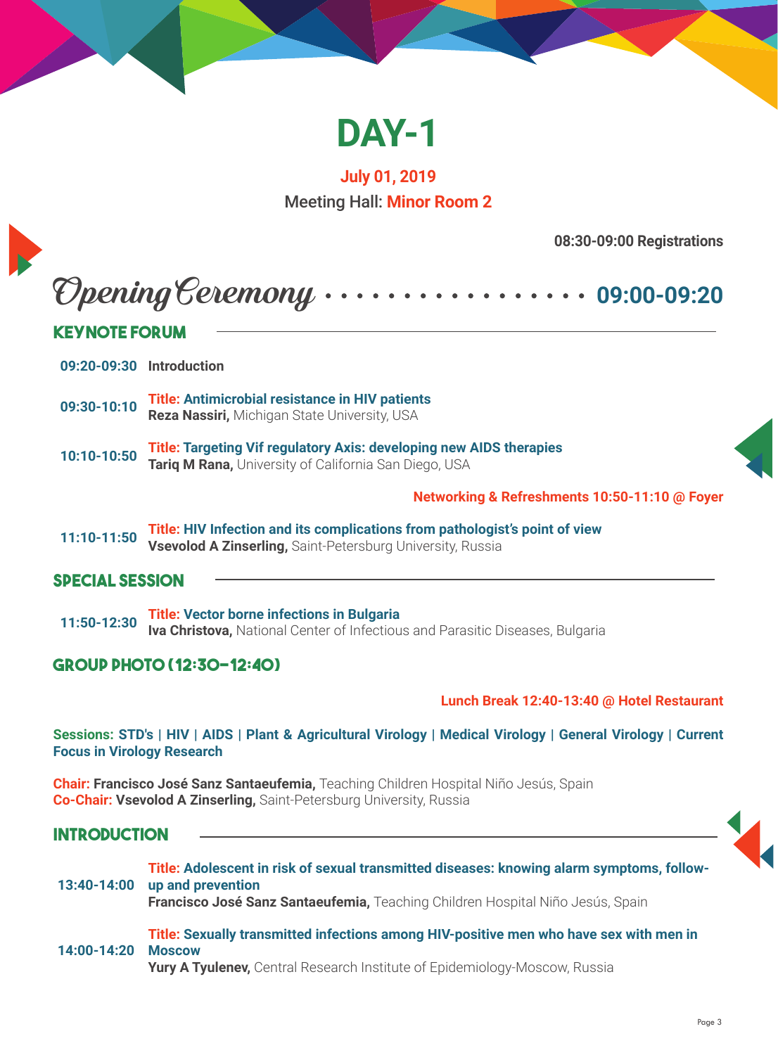# DAY-1

**July 01, 2019**

Meeting Hall: **Minor Room 2**

**08:30-09:00 Registrations**

## Opening Ceremony .................. 09:00-09:20

## KEYNOTE FORUM

**09:20-09:30** **Introduction**

**09:30-10:10** **Title: Antimicrobial resistance in HIV patients**
**Reza Nassiri,** Michigan State University, USA

**10:10-10:50** **Title: Targeting Vif regulatory Axis: developing new AIDS therapies**
**Tariq M Rana,** University of California San Diego, USA

**Networking & Refreshments 10:50-11:10 @ Foyer**

**11:10-11:50** **Title: HIV Infection and its complications from pathologist's point of view**
**Vsevolod A Zinserling,** Saint-Petersburg University, Russia

## SPECIAL SESSION

**11:50-12:30** **Title: Vector borne infections in Bulgaria**
**Iva Christova,** National Center of Infectious and Parasitic Diseases, Bulgaria

## GROUP PHOTO (12:30-12:40)

**Lunch Break 12:40-13:40 @ Hotel Restaurant**

**Sessions: STD's | HIV | AIDS | Plant & Agricultural Virology | Medical Virology | General Virology | Current Focus in Virology Research**

**Chair: Francisco José Sanz Santaeufemia,** Teaching Children Hospital Niño Jesús, Spain
**Co-Chair: Vsevolod A Zinserling,** Saint-Petersburg University, Russia

## INTRODUCTION

**13:40-14:00** **Title: Adolescent in risk of sexual transmitted diseases: knowing alarm symptoms, follow-up and prevention**
**Francisco José Sanz Santaeufemia,** Teaching Children Hospital Niño Jesús, Spain

**14:00-14:20** **Title: Sexually transmitted infections among HIV-positive men who have sex with men in Moscow**
**Yury A Tyulenev,** Central Research Institute of Epidemiology-Moscow, Russia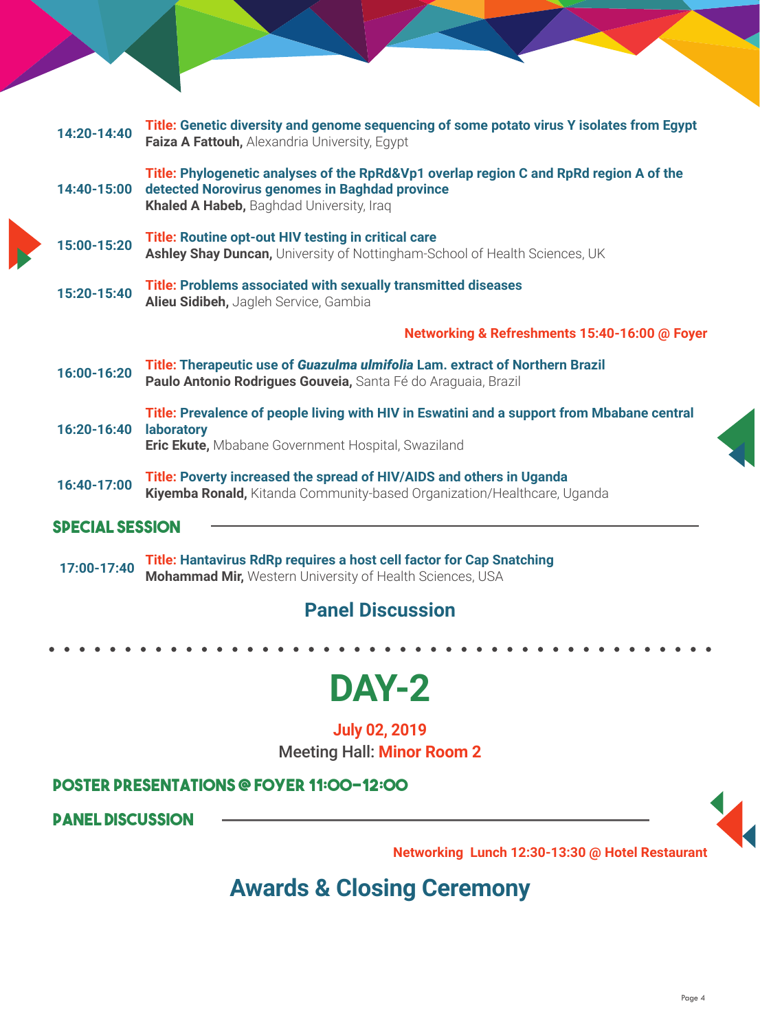**14:20-14:40** **Title:** **Genetic diversity and genome sequencing of some potato virus Y isolates from Egypt**
**Faiza A Fattouh,** Alexandria University, Egypt

**14:40-15:00** **Title:** **Phylogenetic analyses of the RpRd&Vp1 overlap region C and RpRd region A of the detected Norovirus genomes in Baghdad province**
**Khaled A Habeb,** Baghdad University, Iraq

**15:00-15:20** **Title:** **Routine opt-out HIV testing in critical care**
**Ashley Shay Duncan,** University of Nottingham-School of Health Sciences, UK

**15:20-15:40** **Title:** **Problems associated with sexually transmitted diseases**
**Alieu Sidibeh,** Jagleh Service, Gambia

**Networking & Refreshments 15:40-16:00 @ Foyer**

**16:00-16:20** **Title:** **Therapeutic use of *Guazulma ulmifolia* Lam. extract of Northern Brazil**
**Paulo Antonio Rodrigues Gouveia,** Santa Fé do Araguaia, Brazil

**16:20-16:40** **Title:** **Prevalence of people living with HIV in Eswatini and a support from Mbabane central laboratory**
**Eric Ekute,** Mbabane Government Hospital, Swaziland

**16:40-17:00** **Title:** **Poverty increased the spread of HIV/AIDS and others in Uganda**
**Kiyemba Ronald,** Kitanda Community-based Organization/Healthcare, Uganda

## SPECIAL SESSION

**17:00-17:40** **Title:** **Hantavirus RdRp requires a host cell factor for Cap Snatching**
**Mohammad Mir,** Western University of Health Sciences, USA

## Panel Discussion

# DAY-2

**July 02, 2019**
Meeting Hall: **Minor Room 2**

## POSTER PRESENTATIONS @ FOYER 11:00-12:00

## PANEL DISCUSSION

**Networking Lunch 12:30-13:30 @ Hotel Restaurant**

## Awards & Closing Ceremony